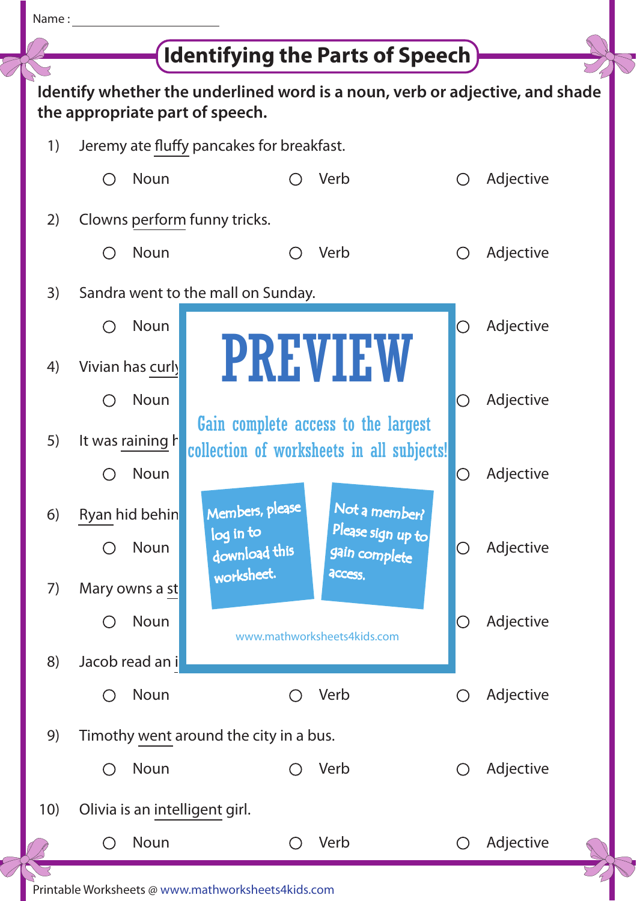Name : ______________________

# Identifying the Parts of Speech

**Identify whether the underlined word is a noun, verb or adjective, and shade the appropriate part of speech.**

1) Jeremy ate <u>fluffy</u> pancakes for breakfast.

○ Noun ○ Verb ○ Adjective

2) Clowns <u>perform</u> funny tricks.

○ Noun ○ Verb ○ Adjective

3) Sandra went to the mall on Sunday.

○ Noun ○ Adjective

4) Vivian has <u>curly</u>

○ Noun ○ Adjective

5) It was <u>raining</u> h

○ Noun ○ Adjective

6) <u>Ryan</u> hid behin

○ Noun ○ Adjective

7) Mary owns a <u>st</u>

○ Noun ○ Adjective

8) Jacob read an <u>i</u>

○ Noun ○ Verb ○ Adjective

9) Timothy <u>went</u> around the city in a bus.

○ Noun ○ Verb ○ Adjective

10) Olivia is an <u>intelligent</u> girl.

○ Noun ○ Verb ○ Adjective

PREVIEW

Gain complete access to the largest collection of worksheets in all subjects!

Members, please log in to download this worksheet.

Not a member? Please sign up to gain complete access.

www.mathworksheets4kids.com

Printable Worksheets @ www.mathworksheets4kids.com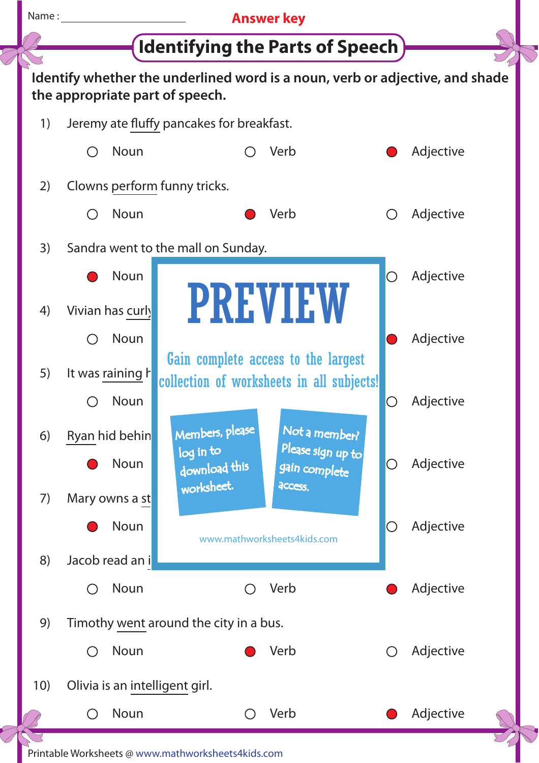Name : ____________________

**Answer key**

# Identifying the Parts of Speech

**Identify whether the underlined word is a noun, verb or adjective, and shade the appropriate part of speech.**

1) Jeremy ate fluffy pancakes for breakfast.

○ Noun ○ Verb ● Adjective

2) Clowns perform funny tricks.

○ Noun ● Verb ○ Adjective

3) Sandra went to the mall on Sunday.

● Noun ○ Adjective

4) Vivian has curly

○ Noun ● Adjective

5) It was raining h

○ Noun ○ Adjective

6) Ryan hid behin

● Noun ○ Adjective

7) Mary owns a st

● Noun ○ Adjective

8) Jacob read an i

○ Noun ○ Verb ● Adjective

9) Timothy went around the city in a bus.

○ Noun ● Verb ○ Adjective

10) Olivia is an intelligent girl.

○ Noun ○ Verb ● Adjective

PREVIEW

Gain complete access to the largest collection of worksheets in all subjects!

Members, please log in to download this worksheet.

Not a member? Please sign up to gain complete access.

www.mathworksheets4kids.com

Printable Worksheets @ www.mathworksheets4kids.com